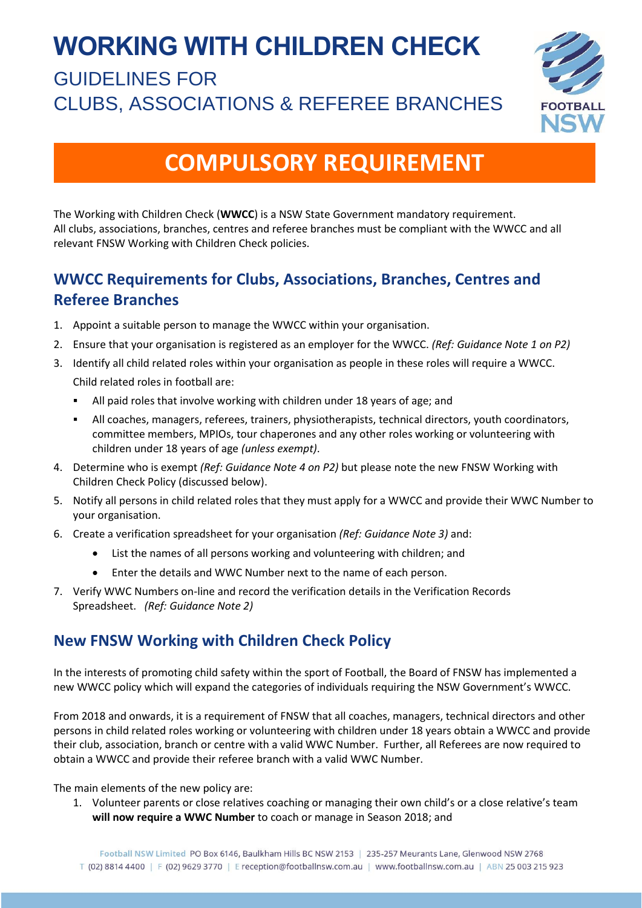# WORKING WITH CHILDREN CHECK

## GUIDELINES FOR CLUBS, ASSOCIATIONS & REFEREE BRANCHES

# COMPULSORY REQUIREMENT

The Working with Children Check (**WWCC**) is a NSW State Government mandatory requirement. All clubs, associations, branches, centres and referee branches must be compliant with the WWCC and all relevant FNSW Working with Children Check policies.

## WWCC Requirements for Clubs, Associations, Branches, Centres and Referee Branches

1. Appoint a suitable person to manage the WWCC within your organisation.
2. Ensure that your organisation is registered as an employer for the WWCC. *(Ref: Guidance Note 1 on P2)*
3. Identify all child related roles within your organisation as people in these roles will require a WWCC. Child related roles in football are:
   - All paid roles that involve working with children under 18 years of age; and
   - All coaches, managers, referees, trainers, physiotherapists, technical directors, youth coordinators, committee members, MPIOs, tour chaperones and any other roles working or volunteering with children under 18 years of age *(unless exempt)*.
4. Determine who is exempt *(Ref: Guidance Note 4 on P2)* but please note the new FNSW Working with Children Check Policy (discussed below).
5. Notify all persons in child related roles that they must apply for a WWCC and provide their WWC Number to your organisation.
6. Create a verification spreadsheet for your organisation *(Ref: Guidance Note 3)* and:
   - List the names of all persons working and volunteering with children; and
   - Enter the details and WWC Number next to the name of each person.
7. Verify WWC Numbers on-line and record the verification details in the Verification Records Spreadsheet. *(Ref: Guidance Note 2)*

## New FNSW Working with Children Check Policy

In the interests of promoting child safety within the sport of Football, the Board of FNSW has implemented a new WWCC policy which will expand the categories of individuals requiring the NSW Government's WWCC.

From 2018 and onwards, it is a requirement of FNSW that all coaches, managers, technical directors and other persons in child related roles working or volunteering with children under 18 years obtain a WWCC and provide their club, association, branch or centre with a valid WWC Number. Further, all Referees are now required to obtain a WWCC and provide their referee branch with a valid WWC Number.

The main elements of the new policy are:

1. Volunteer parents or close relatives coaching or managing their own child's or a close relative's team **will now require a WWC Number** to coach or manage in Season 2018; and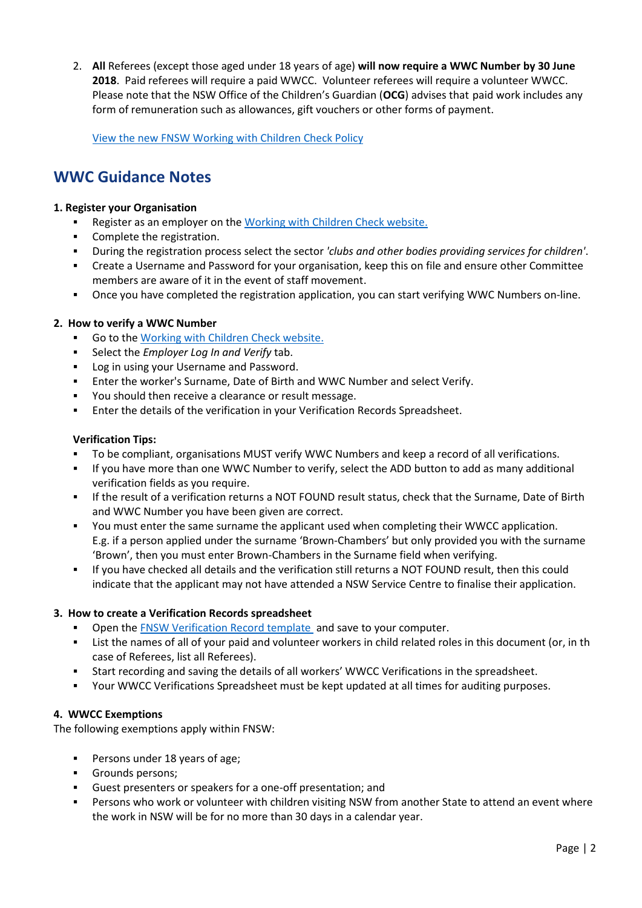2. **All** Referees (except those aged under 18 years of age) **will now require a WWC Number by 30 June 2018**. Paid referees will require a paid WWCC. Volunteer referees will require a volunteer WWCC. Please note that the NSW Office of the Children's Guardian (**OCG**) advises that paid work includes any form of remuneration such as allowances, gift vouchers or other forms of payment.

   View the new FNSW Working with Children Check Policy

## WWC Guidance Notes

**1. Register your Organisation**

- Register as an employer on the Working with Children Check website.
- Complete the registration.
- During the registration process select the sector *'clubs and other bodies providing services for children'*.
- Create a Username and Password for your organisation, keep this on file and ensure other Committee members are aware of it in the event of staff movement.
- Once you have completed the registration application, you can start verifying WWC Numbers on-line.

**2. How to verify a WWC Number**

- Go to the Working with Children Check website.
- Select the *Employer Log In and Verify* tab.
- Log in using your Username and Password.
- Enter the worker's Surname, Date of Birth and WWC Number and select Verify.
- You should then receive a clearance or result message.
- Enter the details of the verification in your Verification Records Spreadsheet.

**Verification Tips:**

- To be compliant, organisations MUST verify WWC Numbers and keep a record of all verifications.
- If you have more than one WWC Number to verify, select the ADD button to add as many additional verification fields as you require.
- If the result of a verification returns a NOT FOUND result status, check that the Surname, Date of Birth and WWC Number you have been given are correct.
- You must enter the same surname the applicant used when completing their WWCC application. E.g. if a person applied under the surname 'Brown-Chambers' but only provided you with the surname 'Brown', then you must enter Brown-Chambers in the Surname field when verifying.
- If you have checked all details and the verification still returns a NOT FOUND result, then this could indicate that the applicant may not have attended a NSW Service Centre to finalise their application.

**3. How to create a Verification Records spreadsheet**

- Open the FNSW Verification Record template and save to your computer.
- List the names of all of your paid and volunteer workers in child related roles in this document (or, in th case of Referees, list all Referees).
- Start recording and saving the details of all workers' WWCC Verifications in the spreadsheet.
- Your WWCC Verifications Spreadsheet must be kept updated at all times for auditing purposes.

**4. WWCC Exemptions**

The following exemptions apply within FNSW:

- Persons under 18 years of age;
- Grounds persons;
- Guest presenters or speakers for a one-off presentation; and
- Persons who work or volunteer with children visiting NSW from another State to attend an event where the work in NSW will be for no more than 30 days in a calendar year.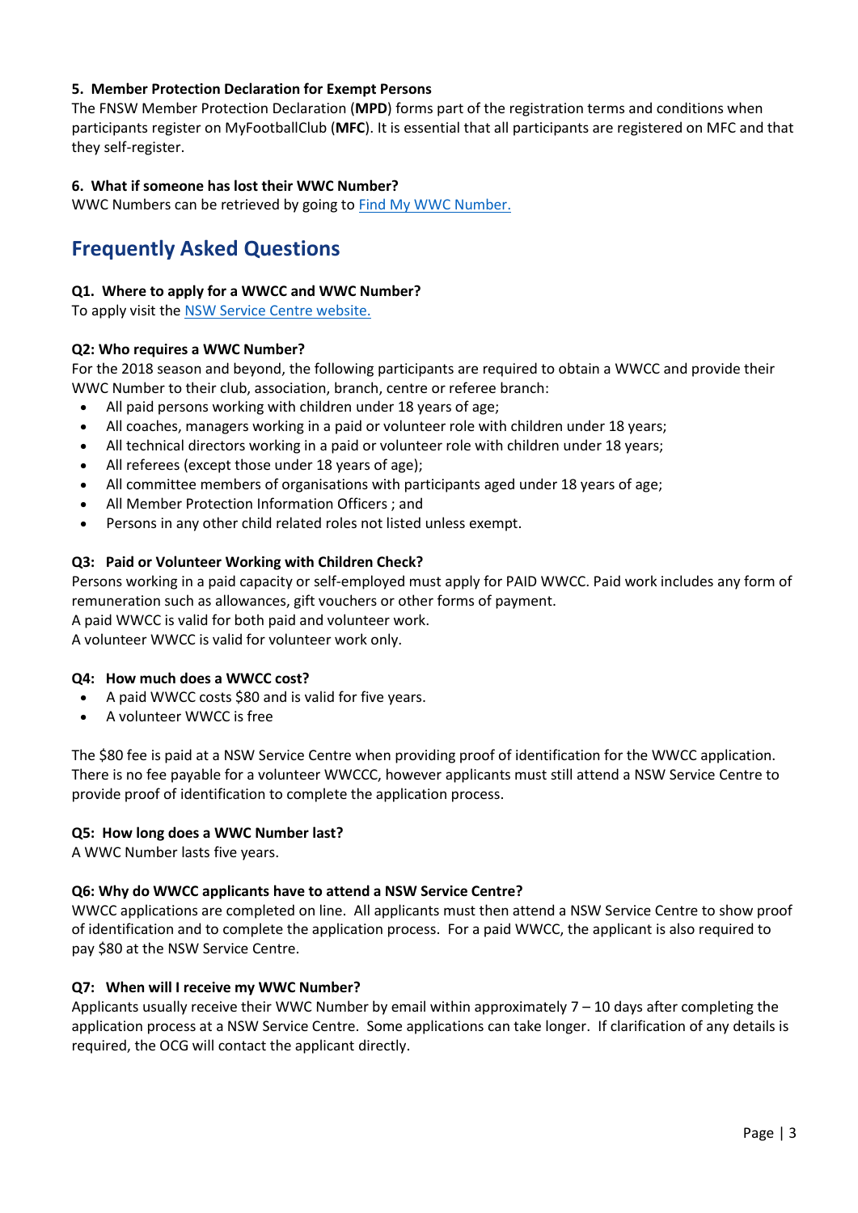### 5. Member Protection Declaration for Exempt Persons

The FNSW Member Protection Declaration (**MPD**) forms part of the registration terms and conditions when participants register on MyFootballClub (**MFC**). It is essential that all participants are registered on MFC and that they self-register.

### 6. What if someone has lost their WWC Number?

WWC Numbers can be retrieved by going to [Find My WWC Number.]()

## Frequently Asked Questions

### Q1. Where to apply for a WWCC and WWC Number?

To apply visit the [NSW Service Centre website.]()

### Q2: Who requires a WWC Number?

For the 2018 season and beyond, the following participants are required to obtain a WWCC and provide their WWC Number to their club, association, branch, centre or referee branch:

- All paid persons working with children under 18 years of age;
- All coaches, managers working in a paid or volunteer role with children under 18 years;
- All technical directors working in a paid or volunteer role with children under 18 years;
- All referees (except those under 18 years of age);
- All committee members of organisations with participants aged under 18 years of age;
- All Member Protection Information Officers ; and
- Persons in any other child related roles not listed unless exempt.

### Q3: Paid or Volunteer Working with Children Check?

Persons working in a paid capacity or self-employed must apply for PAID WWCC. Paid work includes any form of remuneration such as allowances, gift vouchers or other forms of payment.
A paid WWCC is valid for both paid and volunteer work.
A volunteer WWCC is valid for volunteer work only.

### Q4: How much does a WWCC cost?

- A paid WWCC costs $80 and is valid for five years.
- A volunteer WWCC is free

The $80 fee is paid at a NSW Service Centre when providing proof of identification for the WWCC application. There is no fee payable for a volunteer WWCCC, however applicants must still attend a NSW Service Centre to provide proof of identification to complete the application process.

### Q5: How long does a WWC Number last?

A WWC Number lasts five years.

### Q6: Why do WWCC applicants have to attend a NSW Service Centre?

WWCC applications are completed on line. All applicants must then attend a NSW Service Centre to show proof of identification and to complete the application process. For a paid WWCC, the applicant is also required to pay $80 at the NSW Service Centre.

### Q7: When will I receive my WWC Number?

Applicants usually receive their WWC Number by email within approximately 7 – 10 days after completing the application process at a NSW Service Centre. Some applications can take longer. If clarification of any details is required, the OCG will contact the applicant directly.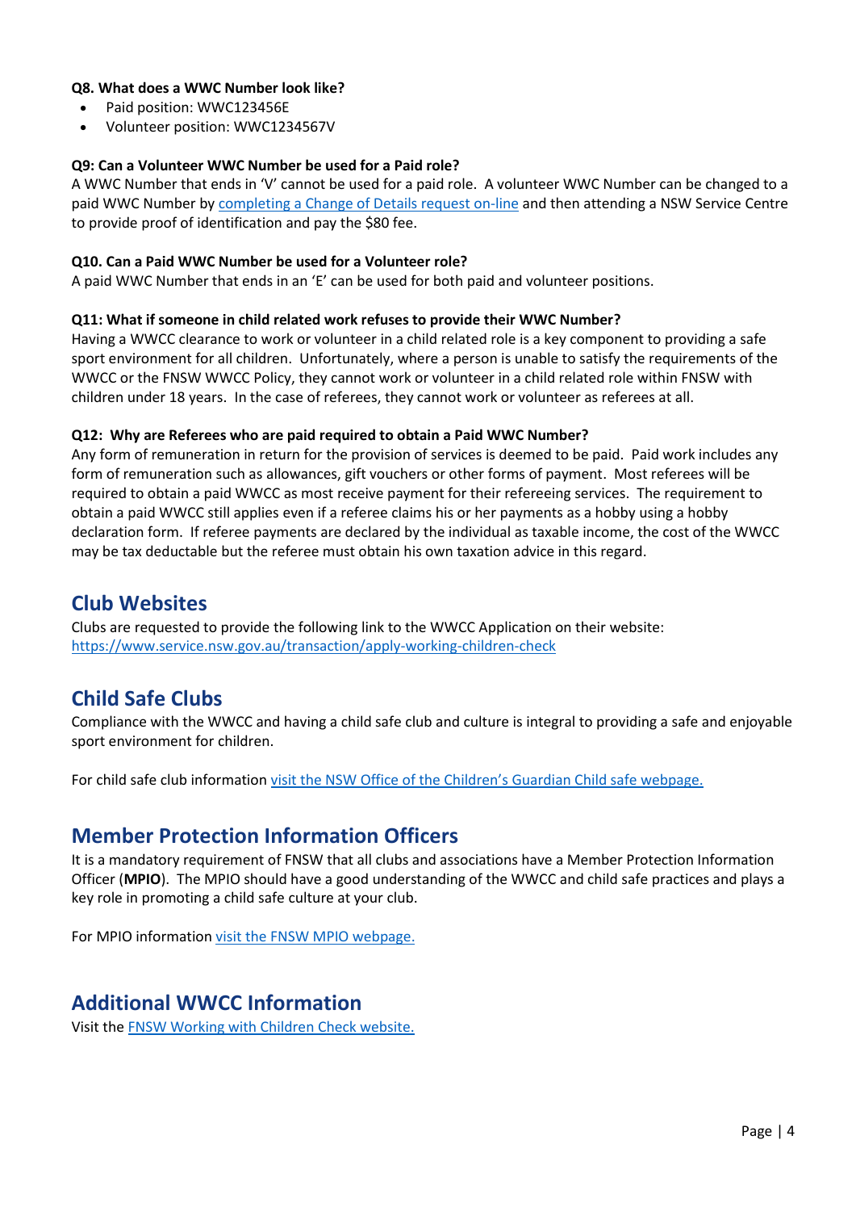**Q8. What does a WWC Number look like?**

- Paid position: WWC123456E
- Volunteer position: WWC1234567V

**Q9: Can a Volunteer WWC Number be used for a Paid role?**

A WWC Number that ends in 'V' cannot be used for a paid role. A volunteer WWC Number can be changed to a paid WWC Number by completing a Change of Details request on-line and then attending a NSW Service Centre to provide proof of identification and pay the $80 fee.

**Q10. Can a Paid WWC Number be used for a Volunteer role?**

A paid WWC Number that ends in an 'E' can be used for both paid and volunteer positions.

**Q11: What if someone in child related work refuses to provide their WWC Number?**

Having a WWCC clearance to work or volunteer in a child related role is a key component to providing a safe sport environment for all children. Unfortunately, where a person is unable to satisfy the requirements of the WWCC or the FNSW WWCC Policy, they cannot work or volunteer in a child related role within FNSW with children under 18 years. In the case of referees, they cannot work or volunteer as referees at all.

**Q12: Why are Referees who are paid required to obtain a Paid WWC Number?**

Any form of remuneration in return for the provision of services is deemed to be paid. Paid work includes any form of remuneration such as allowances, gift vouchers or other forms of payment. Most referees will be required to obtain a paid WWCC as most receive payment for their refereeing services. The requirement to obtain a paid WWCC still applies even if a referee claims his or her payments as a hobby using a hobby declaration form. If referee payments are declared by the individual as taxable income, the cost of the WWCC may be tax deductable but the referee must obtain his own taxation advice in this regard.

## Club Websites

Clubs are requested to provide the following link to the WWCC Application on their website:
https://www.service.nsw.gov.au/transaction/apply-working-children-check

## Child Safe Clubs

Compliance with the WWCC and having a child safe club and culture is integral to providing a safe and enjoyable sport environment for children.

For child safe club information visit the NSW Office of the Children's Guardian Child safe webpage.

## Member Protection Information Officers

It is a mandatory requirement of FNSW that all clubs and associations have a Member Protection Information Officer (**MPIO**). The MPIO should have a good understanding of the WWCC and child safe practices and plays a key role in promoting a child safe culture at your club.

For MPIO information visit the FNSW MPIO webpage.

## Additional WWCC Information

Visit the FNSW Working with Children Check website.